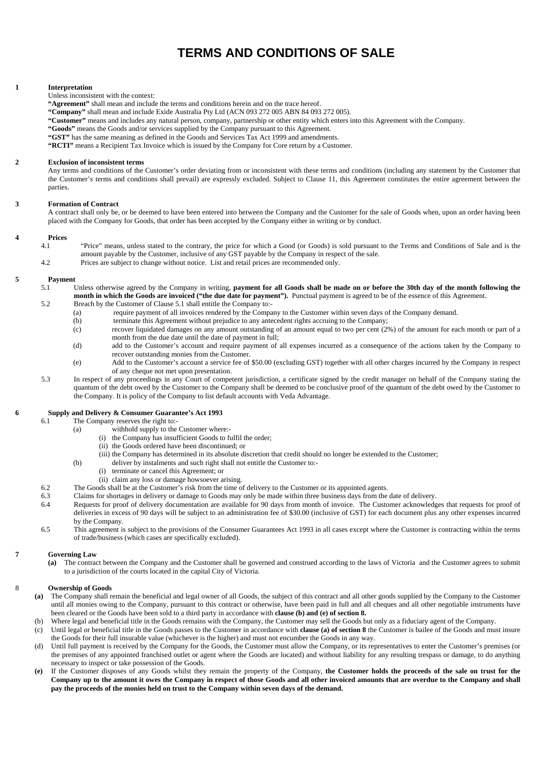# TERMS AND CONDITIONS OF SALE

**1 Interpretation**

Unless inconsistent with the context:

**"Agreement"** shall mean and include the terms and conditions herein and on the trace hereof.

**"Company"** shall mean and include Exide Australia Pty Ltd (ACN 093 272 005 ABN 84 093 272 005).

**"Customer"** means and includes any natural person, company, partnership or other entity which enters into this Agreement with the Company.

**"Goods"** means the Goods and/or services supplied by the Company pursuant to this Agreement.

**"GST"** has the same meaning as defined in the Goods and Services Tax Act 1999 and amendments.

**"RCTI"** means a Recipient Tax Invoice which is issued by the Company for Core return by a Customer.

**2 Exclusion of inconsistent terms**

Any terms and conditions of the Customer's order deviating from or inconsistent with these terms and conditions (including any statement by the Customer that the Customer's terms and conditions shall prevail) are expressly excluded. Subject to Clause 11, this Agreement constitutes the entire agreement between the parties.

**3 Formation of Contract**

A contract shall only be, or be deemed to have been entered into between the Company and the Customer for the sale of Goods when, upon an order having been placed with the Company for Goods, that order has been accepted by the Company either in writing or by conduct.

**4 Prices**

4.1 "Price" means, unless stated to the contrary, the price for which a Good (or Goods) is sold pursuant to the Terms and Conditions of Sale and is the amount payable by the Customer, inclusive of any GST payable by the Company in respect of the sale.

4.2 Prices are subject to change without notice. List and retail prices are recommended only.

**5 Payment**

5.1 Unless otherwise agreed by the Company in writing, **payment for all Goods shall be made on or before the 30th day of the month following the month in which the Goods are invoiced ("the due date for payment").** Punctual payment is agreed to be of the essence of this Agreement.

5.2 Breach by the Customer of Clause 5.1 shall entitle the Company to:-

- (a) require payment of all invoices rendered by the Company to the Customer within seven days of the Company demand.
- (b) terminate this Agreement without prejudice to any antecedent rights accruing to the Company;
- (c) recover liquidated damages on any amount outstanding of an amount equal to two per cent (2%) of the amount for each month or part of a month from the due date until the date of payment in full;
- (d) add to the Customer's account and require payment of all expenses incurred as a consequence of the actions taken by the Company to recover outstanding monies from the Customer.
- (e) Add to the Customer's account a service fee of $50.00 (excluding GST) together with all other charges incurred by the Company in respect of any cheque not met upon presentation.

5.3 In respect of any proceedings in any Court of competent jurisdiction, a certificate signed by the credit manager on behalf of the Company stating the quantum of the debt owed by the Customer to the Company shall be deemed to be conclusive proof of the quantum of the debt owed by the Customer to the Company. It is policy of the Company to list default accounts with Veda Advantage.

**6 Supply and Delivery & Consumer Guarantee's Act 1993**

6.1 The Company reserves the right to:-

- (a) withhold supply to the Customer where:-
  - (i) the Company has insufficient Goods to fulfil the order;
  - (ii) the Goods ordered have been discontinued; or
  - (iii) the Company has determined in its absolute discretion that credit should no longer be extended to the Customer;
- (b) deliver by instalments and such right shall not entitle the Customer to:-
  - (i) terminate or cancel this Agreement; or
  - (ii) claim any loss or damage howsoever arising.

6.2 The Goods shall be at the Customer's risk from the time of delivery to the Customer or its appointed agents.

6.3 Claims for shortages in delivery or damage to Goods may only be made within three business days from the date of delivery.

6.4 Requests for proof of delivery documentation are available for 90 days from month of invoice. The Customer acknowledges that requests for proof of deliveries in excess of 90 days will be subject to an administration fee of $30.00 (inclusive of GST) for each document plus any other expenses incurred by the Company.

6.5 This agreement is subject to the provisions of the Consumer Guarantees Act 1993 in all cases except where the Customer is contracting within the terms of trade/business (which cases are specifically excluded).

**7 Governing Law**

**(a)** The contract between the Company and the Customer shall be governed and construed according to the laws of Victoria and the Customer agrees to submit to a jurisdiction of the courts located in the capital City of Victoria.

**8 Ownership of Goods**

**(a)** The Company shall remain the beneficial and legal owner of all Goods, the subject of this contract and all other goods supplied by the Company to the Customer until all monies owing to the Company, pursuant to this contract or otherwise, have been paid in full and all cheques and all other negotiable instruments have been cleared or the Goods have been sold to a third party in accordance with **clause (b) and (e) of section 8.**

(b) Where legal and beneficial title in the Goods remains with the Company, the Customer may sell the Goods but only as a fiduciary agent of the Company.

(c) Until legal or beneficial title in the Goods passes to the Customer in accordance with **clause (a) of section 8** the Customer is bailee of the Goods and must insure the Goods for their full insurable value (whichever is the higher) and must not encumber the Goods in any way.

(d) Until full payment is received by the Company for the Goods, the Customer must allow the Company, or its representatives to enter the Customer's premises (or the premises of any appointed franchised outlet or agent where the Goods are located) and without liability for any resulting trespass or damage, to do anything necessary to inspect or take possession of the Goods.

**(e)** If the Customer disposes of any Goods whilst they remain the property of the Company, **the Customer holds the proceeds of the sale on trust for the Company up to the amount it owes the Company in respect of those Goods and all other invoiced amounts that are overdue to the Company and shall pay the proceeds of the monies held on trust to the Company within seven days of the demand.**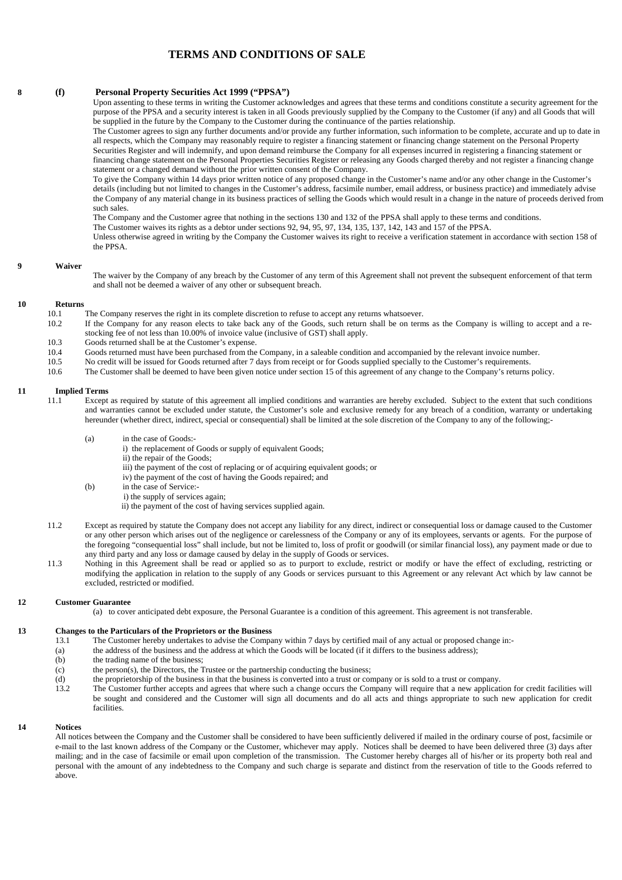# TERMS AND CONDITIONS OF SALE

**8 (f) Personal Property Securities Act 1999 ("PPSA")**

Upon assenting to these terms in writing the Customer acknowledges and agrees that these terms and conditions constitute a security agreement for the purpose of the PPSA and a security interest is taken in all Goods previously supplied by the Company to the Customer (if any) and all Goods that will be supplied in the future by the Company to the Customer during the continuance of the parties relationship.

The Customer agrees to sign any further documents and/or provide any further information, such information to be complete, accurate and up to date in all respects, which the Company may reasonably require to register a financing statement or financing change statement on the Personal Property Securities Register and will indemnify, and upon demand reimburse the Company for all expenses incurred in registering a financing statement or financing change statement on the Personal Properties Securities Register or releasing any Goods charged thereby and not register a financing change statement or a changed demand without the prior written consent of the Company.

To give the Company within 14 days prior written notice of any proposed change in the Customer's name and/or any other change in the Customer's details (including but not limited to changes in the Customer's address, facsimile number, email address, or business practice) and immediately advise the Company of any material change in its business practices of selling the Goods which would result in a change in the nature of proceeds derived from such sales.

The Company and the Customer agree that nothing in the sections 130 and 132 of the PPSA shall apply to these terms and conditions.

The Customer waives its rights as a debtor under sections 92, 94, 95, 97, 134, 135, 137, 142, 143 and 157 of the PPSA.

Unless otherwise agreed in writing by the Company the Customer waives its right to receive a verification statement in accordance with section 158 of the PPSA.

**9 Waiver**

The waiver by the Company of any breach by the Customer of any term of this Agreement shall not prevent the subsequent enforcement of that term and shall not be deemed a waiver of any other or subsequent breach.

**10 Returns**

10.1 The Company reserves the right in its complete discretion to refuse to accept any returns whatsoever.

10.2 If the Company for any reason elects to take back any of the Goods, such return shall be on terms as the Company is willing to accept and a re-stocking fee of not less than 10.00% of invoice value (inclusive of GST) shall apply.

10.3 Goods returned shall be at the Customer's expense.

10.4 Goods returned must have been purchased from the Company, in a saleable condition and accompanied by the relevant invoice number.

10.5 No credit will be issued for Goods returned after 7 days from receipt or for Goods supplied specially to the Customer's requirements.

10.6 The Customer shall be deemed to have been given notice under section 15 of this agreement of any change to the Company's returns policy.

**11 Implied Terms**

11.1 Except as required by statute of this agreement all implied conditions and warranties are hereby excluded. Subject to the extent that such conditions and warranties cannot be excluded under statute, the Customer's sole and exclusive remedy for any breach of a condition, warranty or undertaking hereunder (whether direct, indirect, special or consequential) shall be limited at the sole discretion of the Company to any of the following;-

(a) in the case of Goods:-
i) the replacement of Goods or supply of equivalent Goods;
ii) the repair of the Goods;
iii) the payment of the cost of replacing or of acquiring equivalent goods; or
iv) the payment of the cost of having the Goods repaired; and

(b) in the case of Service:-
i) the supply of services again;
ii) the payment of the cost of having services supplied again.

11.2 Except as required by statute the Company does not accept any liability for any direct, indirect or consequential loss or damage caused to the Customer or any other person which arises out of the negligence or carelessness of the Company or any of its employees, servants or agents. For the purpose of the foregoing "consequential loss" shall include, but not be limited to, loss of profit or goodwill (or similar financial loss), any payment made or due to any third party and any loss or damage caused by delay in the supply of Goods or services.

11.3 Nothing in this Agreement shall be read or applied so as to purport to exclude, restrict or modify or have the effect of excluding, restricting or modifying the application in relation to the supply of any Goods or services pursuant to this Agreement or any relevant Act which by law cannot be excluded, restricted or modified.

**12 Customer Guarantee**

(a) to cover anticipated debt exposure, the Personal Guarantee is a condition of this agreement. This agreement is not transferable.

**13 Changes to the Particulars of the Proprietors or the Business**

13.1 The Customer hereby undertakes to advise the Company within 7 days by certified mail of any actual or proposed change in:-

(a) the address of the business and the address at which the Goods will be located (if it differs to the business address);
(b) the trading name of the business;
(c) the person(s), the Directors, the Trustee or the partnership conducting the business;
(d) the proprietorship of the business in that the business is converted into a trust or company or is sold to a trust or company.

13.2 The Customer further accepts and agrees that where such a change occurs the Company will require that a new application for credit facilities will be sought and considered and the Customer will sign all documents and do all acts and things appropriate to such new application for credit facilities.

**14 Notices**

All notices between the Company and the Customer shall be considered to have been sufficiently delivered if mailed in the ordinary course of post, facsimile or e-mail to the last known address of the Company or the Customer, whichever may apply. Notices shall be deemed to have been delivered three (3) days after mailing; and in the case of facsimile or email upon completion of the transmission. The Customer hereby charges all of his/her or its property both real and personal with the amount of any indebtedness to the Company and such charge is separate and distinct from the reservation of title to the Goods referred to above.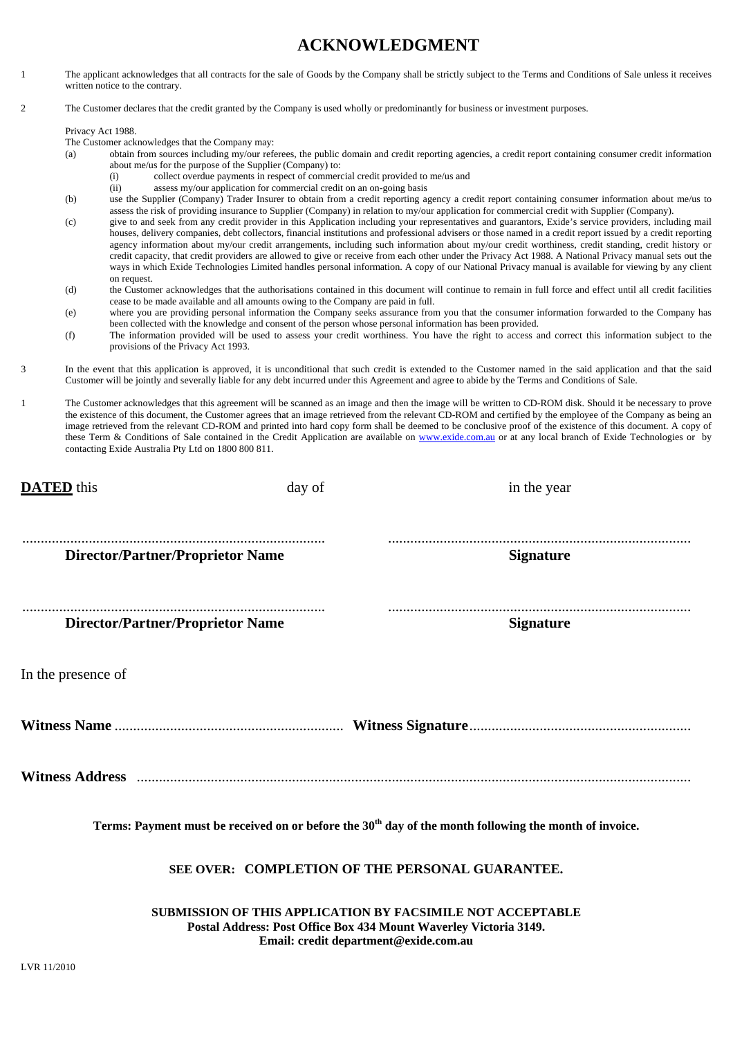# ACKNOWLEDGMENT

1 The applicant acknowledges that all contracts for the sale of Goods by the Company shall be strictly subject to the Terms and Conditions of Sale unless it receives written notice to the contrary.

2 The Customer declares that the credit granted by the Company is used wholly or predominantly for business or investment purposes.

Privacy Act 1988.
The Customer acknowledges that the Company may:

(a) obtain from sources including my/our referees, the public domain and credit reporting agencies, a credit report containing consumer credit information about me/us for the purpose of the Supplier (Company) to:
 (i) collect overdue payments in respect of commercial credit provided to me/us and
 (ii) assess my/our application for commercial credit on an on-going basis

(b) use the Supplier (Company) Trader Insurer to obtain from a credit reporting agency a credit report containing consumer information about me/us to assess the risk of providing insurance to Supplier (Company) in relation to my/our application for commercial credit with Supplier (Company).

(c) give to and seek from any credit provider in this Application including your representatives and guarantors, Exide's service providers, including mail houses, delivery companies, debt collectors, financial institutions and professional advisers or those named in a credit report issued by a credit reporting agency information about my/our credit arrangements, including such information about my/our credit worthiness, credit standing, credit history or credit capacity, that credit providers are allowed to give or receive from each other under the Privacy Act 1988. A National Privacy manual sets out the ways in which Exide Technologies Limited handles personal information. A copy of our National Privacy manual is available for viewing by any client on request.

(d) the Customer acknowledges that the authorisations contained in this document will continue to remain in full force and effect until all credit facilities cease to be made available and all amounts owing to the Company are paid in full.

(e) where you are providing personal information the Company seeks assurance from you that the consumer information forwarded to the Company has been collected with the knowledge and consent of the person whose personal information has been provided.

(f) The information provided will be used to assess your credit worthiness. You have the right to access and correct this information subject to the provisions of the Privacy Act 1993.

3 In the event that this application is approved, it is unconditional that such credit is extended to the Customer named in the said application and that the said Customer will be jointly and severally liable for any debt incurred under this Agreement and agree to abide by the Terms and Conditions of Sale.

1 The Customer acknowledges that this agreement will be scanned as an image and then the image will be written to CD-ROM disk. Should it be necessary to prove the existence of this document, the Customer agrees that an image retrieved from the relevant CD-ROM and certified by the employee of the Company as being an image retrieved from the relevant CD-ROM and printed into hard copy form shall be deemed to be conclusive proof of the existence of this document. A copy of these Term & Conditions of Sale contained in the Credit Application are available on www.exide.com.au or at any local branch of Exide Technologies or by contacting Exide Australia Pty Ltd on 1800 800 811.

**DATED** this day of in the year

.................................................................................. ..................................................................................
**Director/Partner/Proprietor Name** **Signature**

.................................................................................. ..................................................................................
**Director/Partner/Proprietor Name** **Signature**

In the presence of

**Witness Name** ............................................................. **Witness Signature**...........................................................

**Witness Address** ..................................................................................................................................................

**Terms: Payment must be received on or before the 30th day of the month following the month of invoice.**

**SEE OVER: COMPLETION OF THE PERSONAL GUARANTEE.**

**SUBMISSION OF THIS APPLICATION BY FACSIMILE NOT ACCEPTABLE**
**Postal Address: Post Office Box 434 Mount Waverley Victoria 3149.**
**Email: credit department@exide.com.au**

LVR 11/2010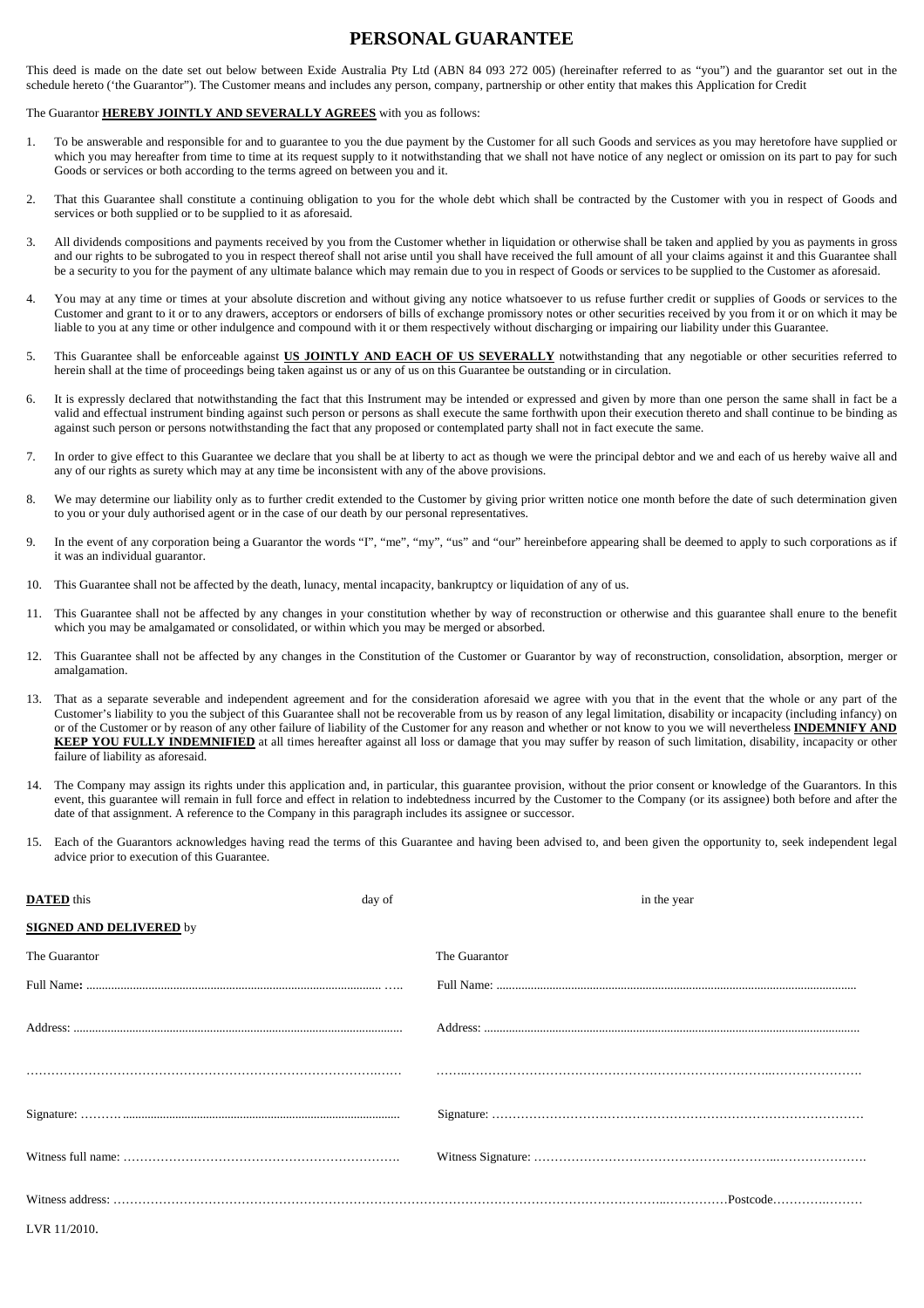# PERSONAL GUARANTEE

This deed is made on the date set out below between Exide Australia Pty Ltd (ABN 84 093 272 005) (hereinafter referred to as "you") and the guarantor set out in the schedule hereto ('the Guarantor"). The Customer means and includes any person, company, partnership or other entity that makes this Application for Credit

The Guarantor **HEREBY JOINTLY AND SEVERALLY AGREES** with you as follows:

1. To be answerable and responsible for and to guarantee to you the due payment by the Customer for all such Goods and services as you may heretofore have supplied or which you may hereafter from time to time at its request supply to it notwithstanding that we shall not have notice of any neglect or omission on its part to pay for such Goods or services or both according to the terms agreed on between you and it.
2. That this Guarantee shall constitute a continuing obligation to you for the whole debt which shall be contracted by the Customer with you in respect of Goods and services or both supplied or to be supplied to it as aforesaid.
3. All dividends compositions and payments received by you from the Customer whether in liquidation or otherwise shall be taken and applied by you as payments in gross and our rights to be subrogated to you in respect thereof shall not arise until you shall have received the full amount of all your claims against it and this Guarantee shall be a security to you for the payment of any ultimate balance which may remain due to you in respect of Goods or services to be supplied to the Customer as aforesaid.
4. You may at any time or times at your absolute discretion and without giving any notice whatsoever to us refuse further credit or supplies of Goods or services to the Customer and grant to it or to any drawers, acceptors or endorsers of bills of exchange promissory notes or other securities received by you from it or on which it may be liable to you at any time or other indulgence and compound with it or them respectively without discharging or impairing our liability under this Guarantee.
5. This Guarantee shall be enforceable against **US JOINTLY AND EACH OF US SEVERALLY** notwithstanding that any negotiable or other securities referred to herein shall at the time of proceedings being taken against us or any of us on this Guarantee be outstanding or in circulation.
6. It is expressly declared that notwithstanding the fact that this Instrument may be intended or expressed and given by more than one person the same shall in fact be a valid and effectual instrument binding against such person or persons as shall execute the same forthwith upon their execution thereto and shall continue to be binding as against such person or persons notwithstanding the fact that any proposed or contemplated party shall not in fact execute the same.
7. In order to give effect to this Guarantee we declare that you shall be at liberty to act as though we were the principal debtor and we and each of us hereby waive all and any of our rights as surety which may at any time be inconsistent with any of the above provisions.
8. We may determine our liability only as to further credit extended to the Customer by giving prior written notice one month before the date of such determination given to you or your duly authorised agent or in the case of our death by our personal representatives.
9. In the event of any corporation being a Guarantor the words "I", "me", "my", "us" and "our" hereinbefore appearing shall be deemed to apply to such corporations as if it was an individual guarantor.
10. This Guarantee shall not be affected by the death, lunacy, mental incapacity, bankruptcy or liquidation of any of us.
11. This Guarantee shall not be affected by any changes in your constitution whether by way of reconstruction or otherwise and this guarantee shall enure to the benefit which you may be amalgamated or consolidated, or within which you may be merged or absorbed.
12. This Guarantee shall not be affected by any changes in the Constitution of the Customer or Guarantor by way of reconstruction, consolidation, absorption, merger or amalgamation.
13. That as a separate severable and independent agreement and for the consideration aforesaid we agree with you that in the event that the whole or any part of the Customer's liability to you the subject of this Guarantee shall not be recoverable from us by reason of any legal limitation, disability or incapacity (including infancy) on or of the Customer or by reason of any other failure of liability of the Customer for any reason and whether or not know to you we will nevertheless **INDEMNIFY AND KEEP YOU FULLY INDEMNIFIED** at all times hereafter against all loss or damage that you may suffer by reason of such limitation, disability, incapacity or other failure of liability as aforesaid.
14. The Company may assign its rights under this application and, in particular, this guarantee provision, without the prior consent or knowledge of the Guarantors. In this event, this guarantee will remain in full force and effect in relation to indebtedness incurred by the Customer to the Company (or its assignee) both before and after the date of that assignment. A reference to the Company in this paragraph includes its assignee or successor.
15. Each of the Guarantors acknowledges having read the terms of this Guarantee and having been advised to, and been given the opportunity to, seek independent legal advice prior to execution of this Guarantee.

**DATED** this day of in the year

**SIGNED AND DELIVERED** by

| The Guarantor | The Guarantor |
|---|---|
| Full Name: ............................................ | Full Name: ............................................ |
| Address: ............................................ | Address: ............................................ |
| ............................................ | ............................................ |
| Signature: ............................................ | Signature: ............................................ |
| Witness full name: ............................................ | Witness Signature: ............................................ |

Witness address: ............................................Postcode..................

LVR 11/2010.